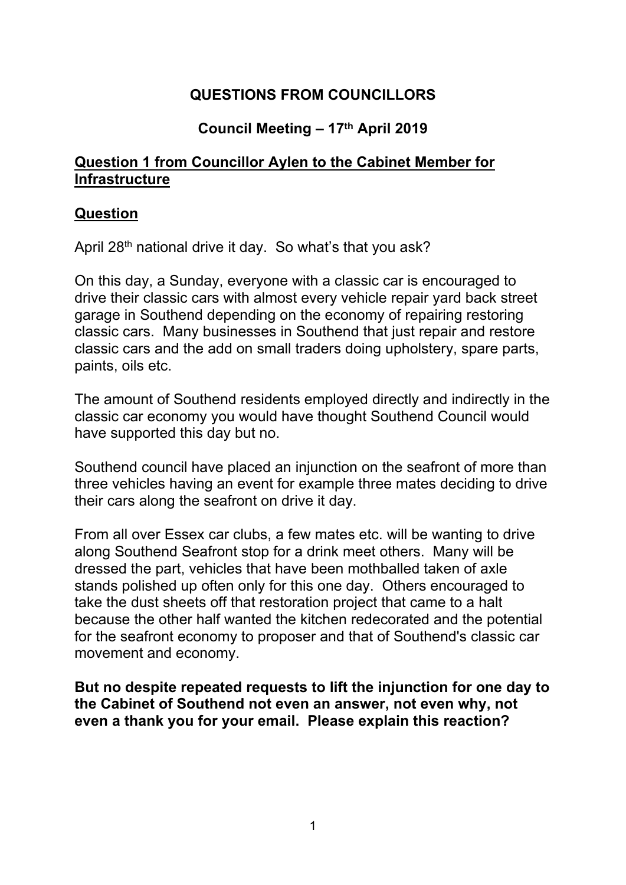# QUESTIONS FROM COUNCILLORS

## Council Meeting – 17th April 2019

### Question 1 from Councillor Aylen to the Cabinet Member for Infrastructure

### Question

April 28th national drive it day. So what's that you ask?

On this day, a Sunday, everyone with a classic car is encouraged to drive their classic cars with almost every vehicle repair yard back street garage in Southend depending on the economy of repairing restoring classic cars. Many businesses in Southend that just repair and restore classic cars and the add on small traders doing upholstery, spare parts, paints, oils etc.

The amount of Southend residents employed directly and indirectly in the classic car economy you would have thought Southend Council would have supported this day but no.

Southend council have placed an injunction on the seafront of more than three vehicles having an event for example three mates deciding to drive their cars along the seafront on drive it day.

From all over Essex car clubs, a few mates etc. will be wanting to drive along Southend Seafront stop for a drink meet others. Many will be dressed the part, vehicles that have been mothballed taken of axle stands polished up often only for this one day. Others encouraged to take the dust sheets off that restoration project that came to a halt because the other half wanted the kitchen redecorated and the potential for the seafront economy to proposer and that of Southend's classic car movement and economy.

**But no despite repeated requests to lift the injunction for one day to the Cabinet of Southend not even an answer, not even why, not even a thank you for your email. Please explain this reaction?**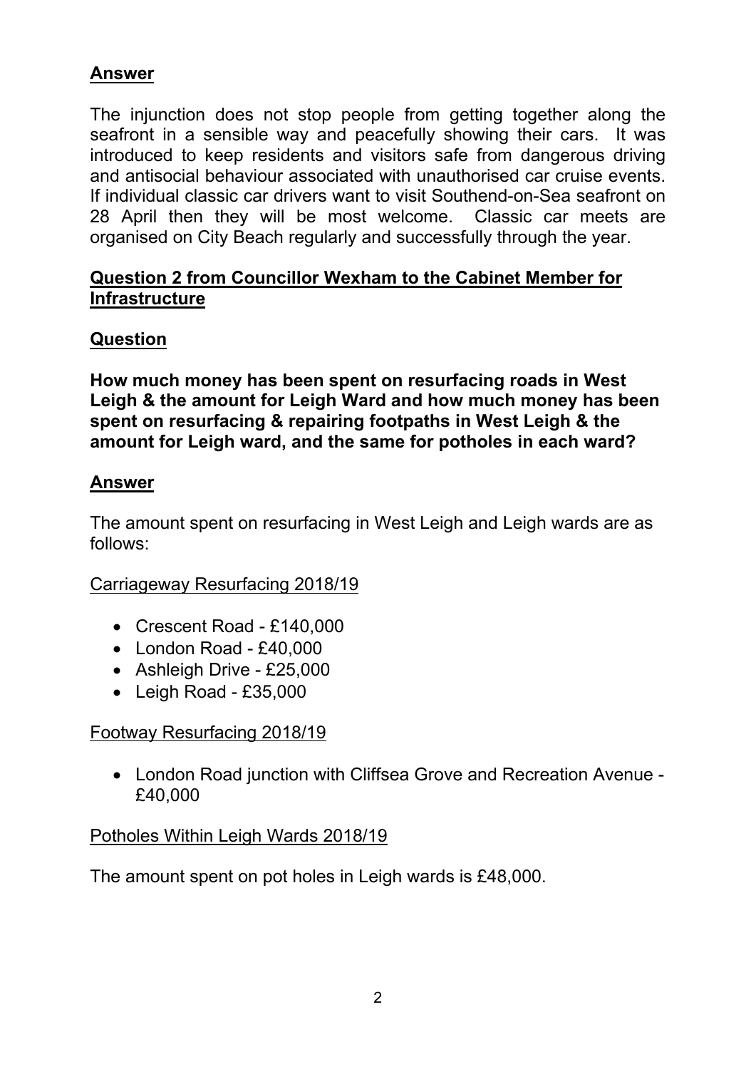**Answer**

The injunction does not stop people from getting together along the seafront in a sensible way and peacefully showing their cars. It was introduced to keep residents and visitors safe from dangerous driving and antisocial behaviour associated with unauthorised car cruise events. If individual classic car drivers want to visit Southend-on-Sea seafront on 28 April then they will be most welcome. Classic car meets are organised on City Beach regularly and successfully through the year.

**Question 2 from Councillor Wexham to the Cabinet Member for Infrastructure**

**Question**

**How much money has been spent on resurfacing roads in West Leigh & the amount for Leigh Ward and how much money has been spent on resurfacing & repairing footpaths in West Leigh & the amount for Leigh ward, and the same for potholes in each ward?**

**Answer**

The amount spent on resurfacing in West Leigh and Leigh wards are as follows:

Carriageway Resurfacing 2018/19

- Crescent Road - £140,000
- London Road - £40,000
- Ashleigh Drive - £25,000
- Leigh Road - £35,000

Footway Resurfacing 2018/19

- London Road junction with Cliffsea Grove and Recreation Avenue - £40,000

Potholes Within Leigh Wards 2018/19

The amount spent on pot holes in Leigh wards is £48,000.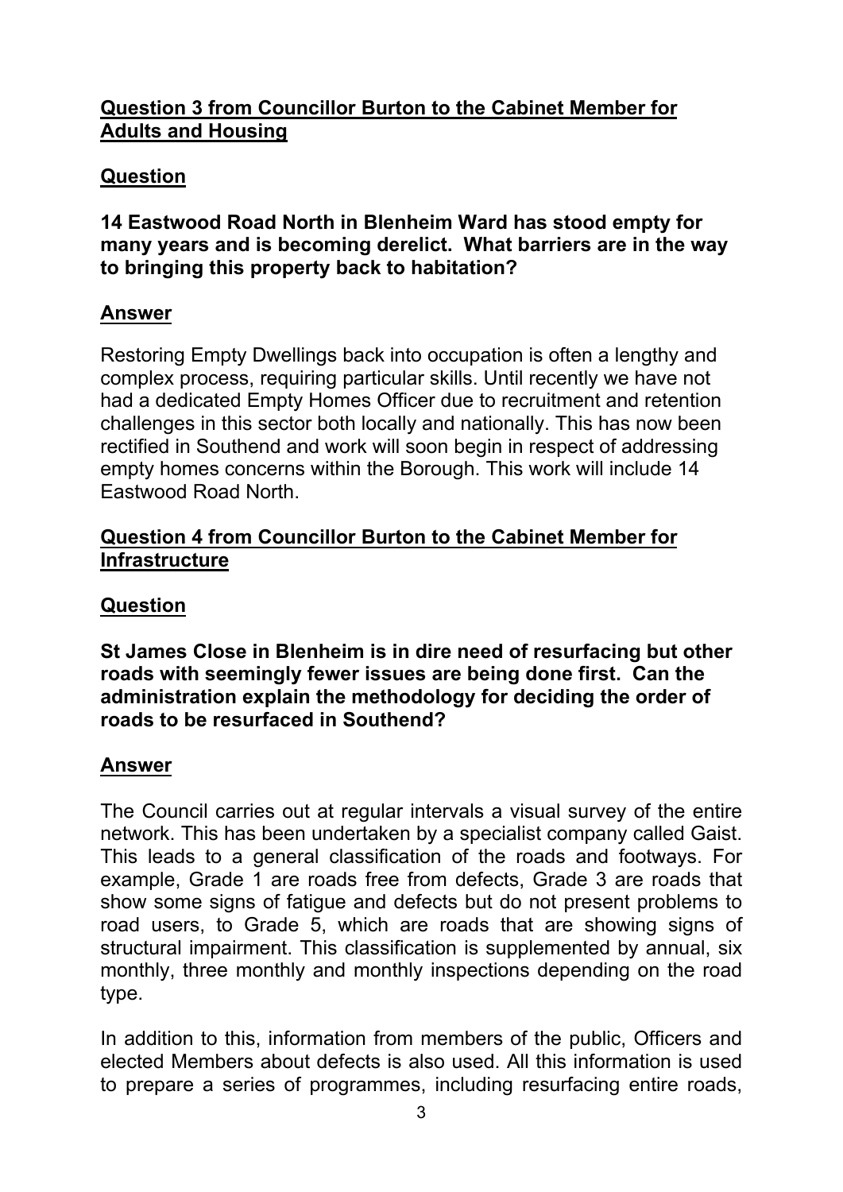## Question 3 from Councillor Burton to the Cabinet Member for Adults and Housing

### Question

**14 Eastwood Road North in Blenheim Ward has stood empty for many years and is becoming derelict. What barriers are in the way to bringing this property back to habitation?**

### Answer

Restoring Empty Dwellings back into occupation is often a lengthy and complex process, requiring particular skills. Until recently we have not had a dedicated Empty Homes Officer due to recruitment and retention challenges in this sector both locally and nationally. This has now been rectified in Southend and work will soon begin in respect of addressing empty homes concerns within the Borough. This work will include 14 Eastwood Road North.

## Question 4 from Councillor Burton to the Cabinet Member for Infrastructure

### Question

**St James Close in Blenheim is in dire need of resurfacing but other roads with seemingly fewer issues are being done first. Can the administration explain the methodology for deciding the order of roads to be resurfaced in Southend?**

### Answer

The Council carries out at regular intervals a visual survey of the entire network. This has been undertaken by a specialist company called Gaist. This leads to a general classification of the roads and footways. For example, Grade 1 are roads free from defects, Grade 3 are roads that show some signs of fatigue and defects but do not present problems to road users, to Grade 5, which are roads that are showing signs of structural impairment. This classification is supplemented by annual, six monthly, three monthly and monthly inspections depending on the road type.

In addition to this, information from members of the public, Officers and elected Members about defects is also used. All this information is used to prepare a series of programmes, including resurfacing entire roads,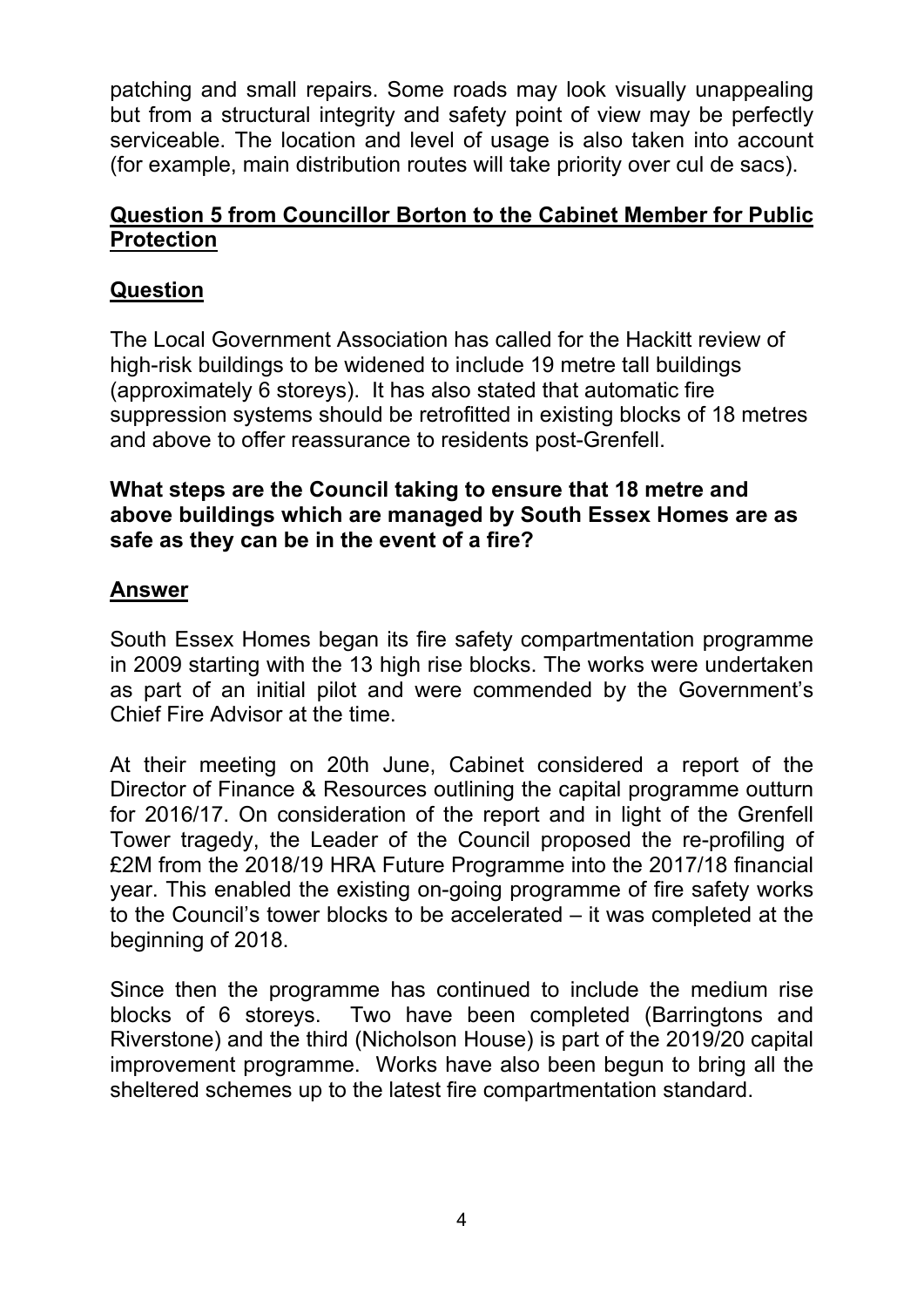patching and small repairs. Some roads may look visually unappealing but from a structural integrity and safety point of view may be perfectly serviceable. The location and level of usage is also taken into account (for example, main distribution routes will take priority over cul de sacs).

## Question 5 from Councillor Borton to the Cabinet Member for Public Protection

### Question

The Local Government Association has called for the Hackitt review of high-risk buildings to be widened to include 19 metre tall buildings (approximately 6 storeys). It has also stated that automatic fire suppression systems should be retrofitted in existing blocks of 18 metres and above to offer reassurance to residents post-Grenfell.

**What steps are the Council taking to ensure that 18 metre and above buildings which are managed by South Essex Homes are as safe as they can be in the event of a fire?**

### Answer

South Essex Homes began its fire safety compartmentation programme in 2009 starting with the 13 high rise blocks. The works were undertaken as part of an initial pilot and were commended by the Government's Chief Fire Advisor at the time.

At their meeting on 20th June, Cabinet considered a report of the Director of Finance & Resources outlining the capital programme outturn for 2016/17. On consideration of the report and in light of the Grenfell Tower tragedy, the Leader of the Council proposed the re-profiling of £2M from the 2018/19 HRA Future Programme into the 2017/18 financial year. This enabled the existing on-going programme of fire safety works to the Council's tower blocks to be accelerated – it was completed at the beginning of 2018.

Since then the programme has continued to include the medium rise blocks of 6 storeys. Two have been completed (Barringtons and Riverstone) and the third (Nicholson House) is part of the 2019/20 capital improvement programme. Works have also been begun to bring all the sheltered schemes up to the latest fire compartmentation standard.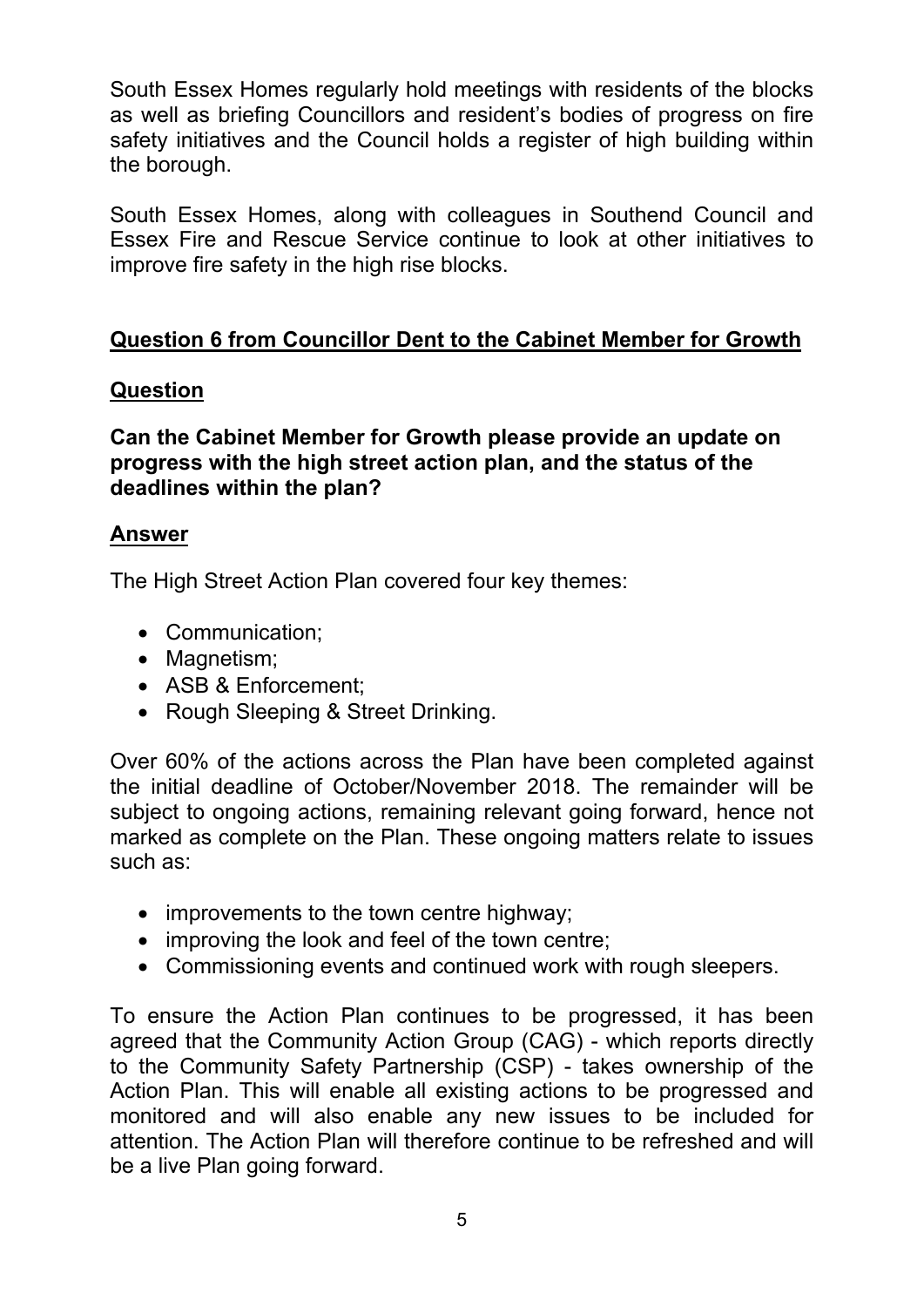South Essex Homes regularly hold meetings with residents of the blocks as well as briefing Councillors and resident's bodies of progress on fire safety initiatives and the Council holds a register of high building within the borough.

South Essex Homes, along with colleagues in Southend Council and Essex Fire and Rescue Service continue to look at other initiatives to improve fire safety in the high rise blocks.

## Question 6 from Councillor Dent to the Cabinet Member for Growth

### Question

**Can the Cabinet Member for Growth please provide an update on progress with the high street action plan, and the status of the deadlines within the plan?**

### Answer

The High Street Action Plan covered four key themes:

- Communication;
- Magnetism;
- ASB & Enforcement;
- Rough Sleeping & Street Drinking.

Over 60% of the actions across the Plan have been completed against the initial deadline of October/November 2018. The remainder will be subject to ongoing actions, remaining relevant going forward, hence not marked as complete on the Plan. These ongoing matters relate to issues such as:

- improvements to the town centre highway;
- improving the look and feel of the town centre;
- Commissioning events and continued work with rough sleepers.

To ensure the Action Plan continues to be progressed, it has been agreed that the Community Action Group (CAG) - which reports directly to the Community Safety Partnership (CSP) - takes ownership of the Action Plan. This will enable all existing actions to be progressed and monitored and will also enable any new issues to be included for attention. The Action Plan will therefore continue to be refreshed and will be a live Plan going forward.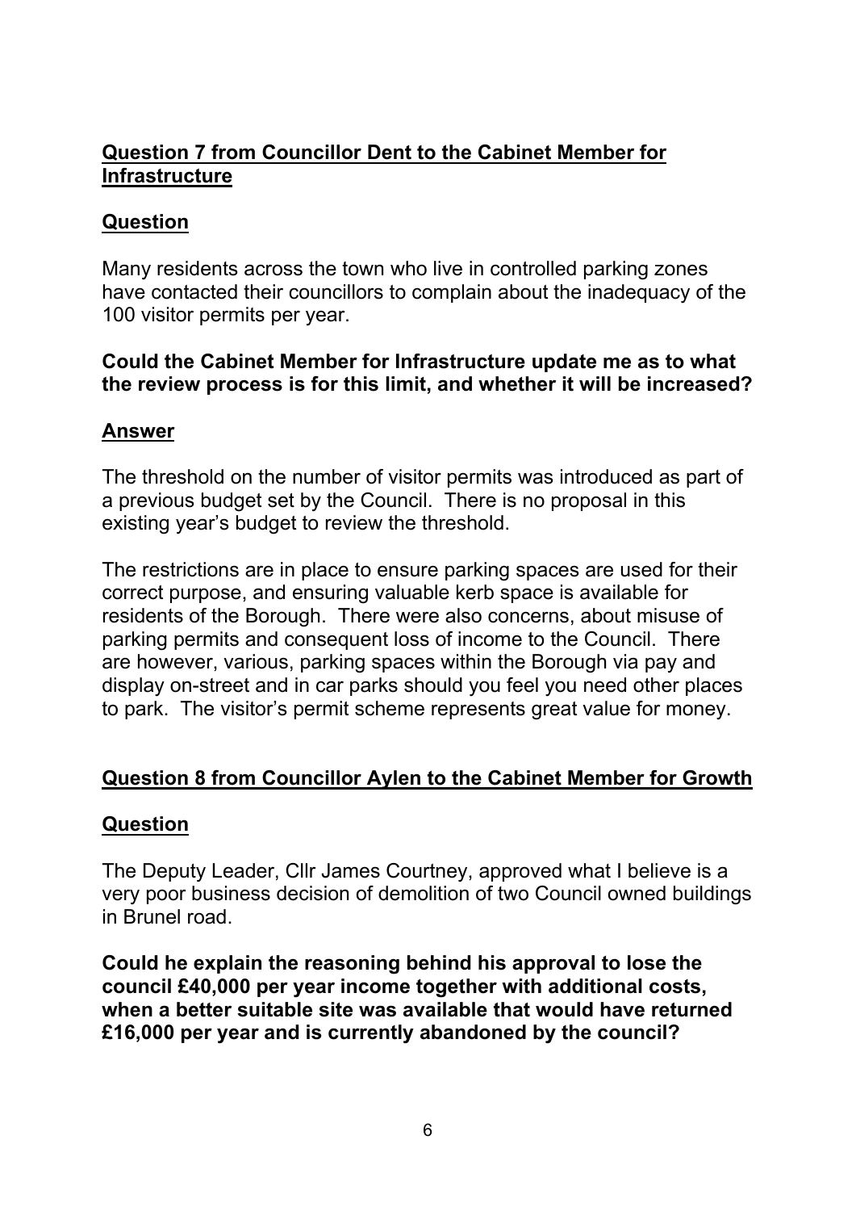## **Question 7 from Councillor Dent to the Cabinet Member for Infrastructure**

### **Question**

Many residents across the town who live in controlled parking zones have contacted their councillors to complain about the inadequacy of the 100 visitor permits per year.

**Could the Cabinet Member for Infrastructure update me as to what the review process is for this limit, and whether it will be increased?**

### **Answer**

The threshold on the number of visitor permits was introduced as part of a previous budget set by the Council. There is no proposal in this existing year's budget to review the threshold.

The restrictions are in place to ensure parking spaces are used for their correct purpose, and ensuring valuable kerb space is available for residents of the Borough. There were also concerns, about misuse of parking permits and consequent loss of income to the Council. There are however, various, parking spaces within the Borough via pay and display on-street and in car parks should you feel you need other places to park. The visitor's permit scheme represents great value for money.

## **Question 8 from Councillor Aylen to the Cabinet Member for Growth**

### **Question**

The Deputy Leader, Cllr James Courtney, approved what I believe is a very poor business decision of demolition of two Council owned buildings in Brunel road.

**Could he explain the reasoning behind his approval to lose the council £40,000 per year income together with additional costs, when a better suitable site was available that would have returned £16,000 per year and is currently abandoned by the council?**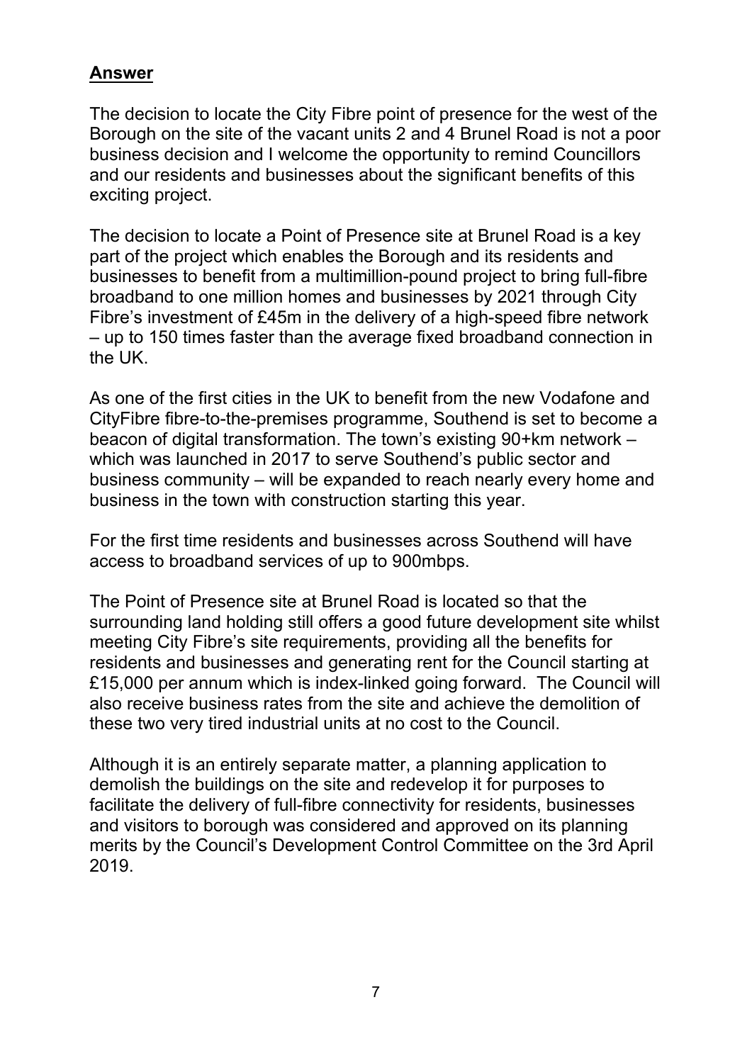**Answer**

The decision to locate the City Fibre point of presence for the west of the Borough on the site of the vacant units 2 and 4 Brunel Road is not a poor business decision and I welcome the opportunity to remind Councillors and our residents and businesses about the significant benefits of this exciting project.

The decision to locate a Point of Presence site at Brunel Road is a key part of the project which enables the Borough and its residents and businesses to benefit from a multimillion-pound project to bring full-fibre broadband to one million homes and businesses by 2021 through City Fibre's investment of £45m in the delivery of a high-speed fibre network – up to 150 times faster than the average fixed broadband connection in the UK.

As one of the first cities in the UK to benefit from the new Vodafone and CityFibre fibre-to-the-premises programme, Southend is set to become a beacon of digital transformation. The town's existing 90+km network – which was launched in 2017 to serve Southend's public sector and business community – will be expanded to reach nearly every home and business in the town with construction starting this year.

For the first time residents and businesses across Southend will have access to broadband services of up to 900mbps.

The Point of Presence site at Brunel Road is located so that the surrounding land holding still offers a good future development site whilst meeting City Fibre's site requirements, providing all the benefits for residents and businesses and generating rent for the Council starting at £15,000 per annum which is index-linked going forward. The Council will also receive business rates from the site and achieve the demolition of these two very tired industrial units at no cost to the Council.

Although it is an entirely separate matter, a planning application to demolish the buildings on the site and redevelop it for purposes to facilitate the delivery of full-fibre connectivity for residents, businesses and visitors to borough was considered and approved on its planning merits by the Council's Development Control Committee on the 3rd April 2019.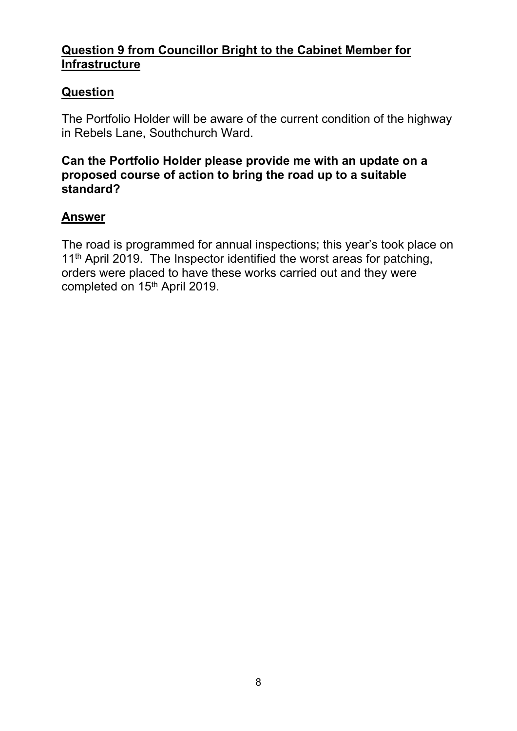## Question 9 from Councillor Bright to the Cabinet Member for Infrastructure

### Question

The Portfolio Holder will be aware of the current condition of the highway in Rebels Lane, Southchurch Ward.

**Can the Portfolio Holder please provide me with an update on a proposed course of action to bring the road up to a suitable standard?**

### Answer

The road is programmed for annual inspections; this year's took place on 11th April 2019. The Inspector identified the worst areas for patching, orders were placed to have these works carried out and they were completed on 15th April 2019.